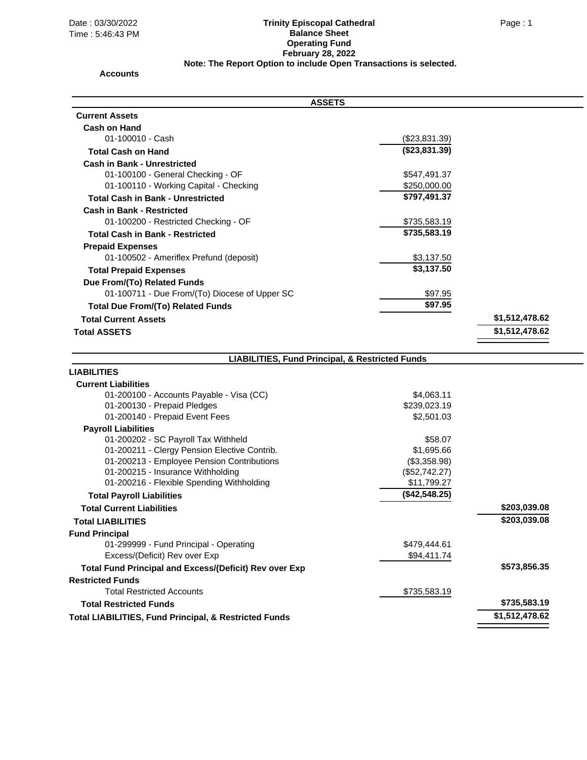Date : 03/30/2022
Time : 5:46:43 PM

# Trinity Episcopal Cathedral
## Balance Sheet
### Operating Fund
### February 28, 2022

**Note: The Report Option to include Open Transactions is selected.**

**Accounts**

| ASSETS | | |
|---|---|---|
| **Current Assets** | | |
| **Cash on Hand** | | |
| 01-100010 - Cash | ($23,831.39) | |
| **Total Cash on Hand** | **($23,831.39)** | |
| **Cash in Bank - Unrestricted** | | |
| 01-100100 - General Checking - OF | $547,491.37 | |
| 01-100110 - Working Capital - Checking | $250,000.00 | |
| **Total Cash in Bank - Unrestricted** | **$797,491.37** | |
| **Cash in Bank - Restricted** | | |
| 01-100200 - Restricted Checking - OF | $735,583.19 | |
| **Total Cash in Bank - Restricted** | **$735,583.19** | |
| **Prepaid Expenses** | | |
| 01-100502 - Ameriflex Prefund (deposit) | $3,137.50 | |
| **Total Prepaid Expenses** | **$3,137.50** | |
| **Due From/(To) Related Funds** | | |
| 01-100711 - Due From/(To) Diocese of Upper SC | $97.95 | |
| **Total Due From/(To) Related Funds** | **$97.95** | |
| **Total Current Assets** | | **$1,512,478.62** |
| **Total ASSETS** | | **$1,512,478.62** |

| LIABILITIES, Fund Principal, & Restricted Funds | | |
|---|---|---|
| **LIABILITIES** | | |
| **Current Liabilities** | | |
| 01-200100 - Accounts Payable - Visa (CC) | $4,063.11 | |
| 01-200130 - Prepaid Pledges | $239,023.19 | |
| 01-200140 - Prepaid Event Fees | $2,501.03 | |
| **Payroll Liabilities** | | |
| 01-200202 - SC Payroll Tax Withheld | $58.07 | |
| 01-200211 - Clergy Pension Elective Contrib. | $1,695.66 | |
| 01-200213 - Employee Pension Contributions | ($3,358.98) | |
| 01-200215 - Insurance Withholding | ($52,742.27) | |
| 01-200216 - Flexible Spending Withholding | $11,799.27 | |
| **Total Payroll Liabilities** | **($42,548.25)** | |
| **Total Current Liabilities** | | **$203,039.08** |
| **Total LIABILITIES** | | **$203,039.08** |
| **Fund Principal** | | |
| 01-299999 - Fund Principal - Operating | $479,444.61 | |
| Excess/(Deficit) Rev over Exp | $94,411.74 | |
| **Total Fund Principal and Excess/(Deficit) Rev over Exp** | | **$573,856.35** |
| **Restricted Funds** | | |
| Total Restricted Accounts | $735,583.19 | |
| **Total Restricted Funds** | | **$735,583.19** |
| **Total LIABILITIES, Fund Principal, & Restricted Funds** | | **$1,512,478.62** |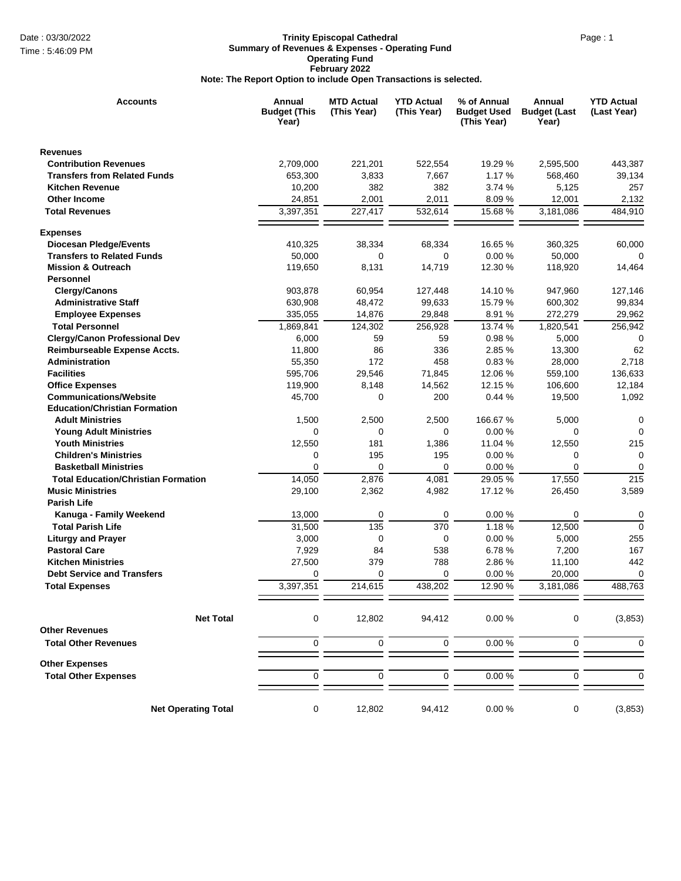Date : 03/30/2022
Time : 5:46:09 PM

**Trinity Episcopal Cathedral**
**Summary of Revenues & Expenses - Operating Fund**
**Operating Fund**
**February 2022**
**Note: The Report Option to include Open Transactions is selected.**

| Accounts | Annual Budget (This Year) | MTD Actual (This Year) | YTD Actual (This Year) | % of Annual Budget Used (This Year) | Annual Budget (Last Year) | YTD Actual (Last Year) |
|---|---|---|---|---|---|---|
| **Revenues** | | | | | | |
| **Contribution Revenues** | 2,709,000 | 221,201 | 522,554 | 19.29 % | 2,595,500 | 443,387 |
| **Transfers from Related Funds** | 653,300 | 3,833 | 7,667 | 1.17 % | 568,460 | 39,134 |
| **Kitchen Revenue** | 10,200 | 382 | 382 | 3.74 % | 5,125 | 257 |
| **Other Income** | 24,851 | 2,001 | 2,011 | 8.09 % | 12,001 | 2,132 |
| **Total Revenues** | 3,397,351 | 227,417 | 532,614 | 15.68 % | 3,181,086 | 484,910 |
| **Expenses** | | | | | | |
| **Diocesan Pledge/Events** | 410,325 | 38,334 | 68,334 | 16.65 % | 360,325 | 60,000 |
| **Transfers to Related Funds** | 50,000 | 0 | 0 | 0.00 % | 50,000 | 0 |
| **Mission & Outreach** | 119,650 | 8,131 | 14,719 | 12.30 % | 118,920 | 14,464 |
| **Personnel** | | | | | | |
| **Clergy/Canons** | 903,878 | 60,954 | 127,448 | 14.10 % | 947,960 | 127,146 |
| **Administrative Staff** | 630,908 | 48,472 | 99,633 | 15.79 % | 600,302 | 99,834 |
| **Employee Expenses** | 335,055 | 14,876 | 29,848 | 8.91 % | 272,279 | 29,962 |
| **Total Personnel** | 1,869,841 | 124,302 | 256,928 | 13.74 % | 1,820,541 | 256,942 |
| **Clergy/Canon Professional Dev** | 6,000 | 59 | 59 | 0.98 % | 5,000 | 0 |
| **Reimburseable Expense Accts.** | 11,800 | 86 | 336 | 2.85 % | 13,300 | 62 |
| **Administration** | 55,350 | 172 | 458 | 0.83 % | 28,000 | 2,718 |
| **Facilities** | 595,706 | 29,546 | 71,845 | 12.06 % | 559,100 | 136,633 |
| **Office Expenses** | 119,900 | 8,148 | 14,562 | 12.15 % | 106,600 | 12,184 |
| **Communications/Website** | 45,700 | 0 | 200 | 0.44 % | 19,500 | 1,092 |
| **Education/Christian Formation** | | | | | | |
| **Adult Ministries** | 1,500 | 2,500 | 2,500 | 166.67 % | 5,000 | 0 |
| **Young Adult Ministries** | 0 | 0 | 0 | 0.00 % | 0 | 0 |
| **Youth Ministries** | 12,550 | 181 | 1,386 | 11.04 % | 12,550 | 215 |
| **Children's Ministries** | 0 | 195 | 195 | 0.00 % | 0 | 0 |
| **Basketball Ministries** | 0 | 0 | 0 | 0.00 % | 0 | 0 |
| **Total Education/Christian Formation** | 14,050 | 2,876 | 4,081 | 29.05 % | 17,550 | 215 |
| **Music Ministries** | 29,100 | 2,362 | 4,982 | 17.12 % | 26,450 | 3,589 |
| **Parish Life** | | | | | | |
| **Kanuga - Family Weekend** | 13,000 | 0 | 0 | 0.00 % | 0 | 0 |
| **Total Parish Life** | 31,500 | 135 | 370 | 1.18 % | 12,500 | 0 |
| **Liturgy and Prayer** | 3,000 | 0 | 0 | 0.00 % | 5,000 | 255 |
| **Pastoral Care** | 7,929 | 84 | 538 | 6.78 % | 7,200 | 167 |
| **Kitchen Ministries** | 27,500 | 379 | 788 | 2.86 % | 11,100 | 442 |
| **Debt Service and Transfers** | 0 | 0 | 0 | 0.00 % | 20,000 | 0 |
| **Total Expenses** | 3,397,351 | 214,615 | 438,202 | 12.90 % | 3,181,086 | 488,763 |
| **Net Total** | 0 | 12,802 | 94,412 | 0.00 % | 0 | (3,853) |
| **Other Revenues** | | | | | | |
| **Total Other Revenues** | 0 | 0 | 0 | 0.00 % | 0 | 0 |
| **Other Expenses** | | | | | | |
| **Total Other Expenses** | 0 | 0 | 0 | 0.00 % | 0 | 0 |
| **Net Operating Total** | 0 | 12,802 | 94,412 | 0.00 % | 0 | (3,853) |